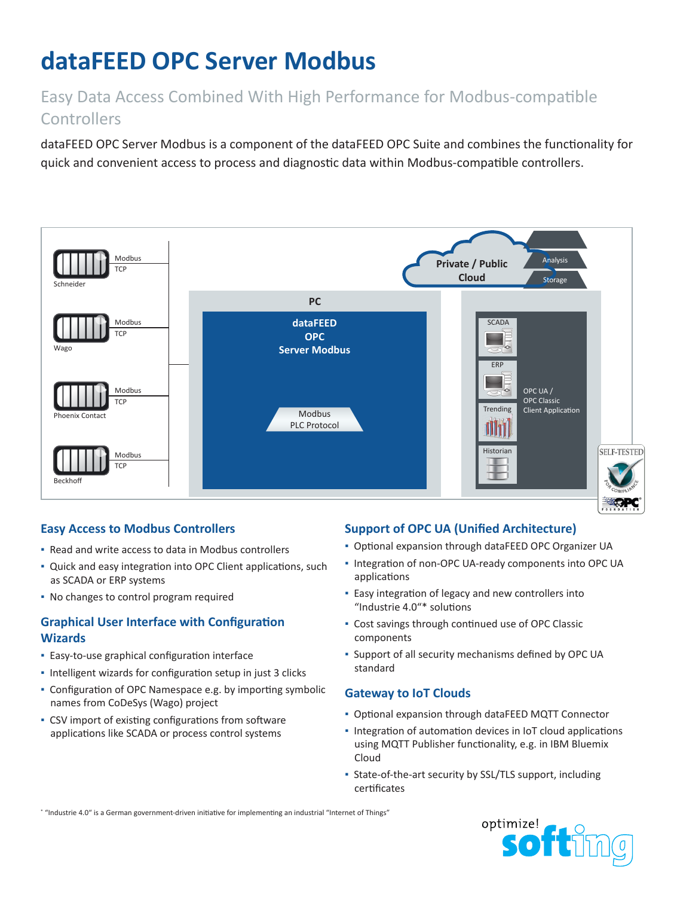# dataFEED OPC Server Modbus

## Easy Data Access Combined With High Performance for Modbus-compatible Controllers

dataFEED OPC Server Modbus is a component of the dataFEED OPC Suite and combines the functionality for quick and convenient access to process and diagnostic data within Modbus-compatible controllers.

Schneider — Modbus TCP
Wago — Modbus TCP
Phoenix Contact — Modbus TCP
Beckhoff — Modbus TCP

PC
dataFEED OPC Server Modbus
Modbus PLC Protocol

Private / Public Cloud — Analysis, Storage

SCADA, ERP, Trending, Historian — OPC UA / OPC Classic Client Application

SELF-TESTED FOR COMPLIANCE OPC FOUNDATION

### Easy Access to Modbus Controllers

- Read and write access to data in Modbus controllers
- Quick and easy integration into OPC Client applications, such as SCADA or ERP systems
- No changes to control program required

### Graphical User Interface with Configuration Wizards

- Easy-to-use graphical configuration interface
- Intelligent wizards for configuration setup in just 3 clicks
- Configuration of OPC Namespace e.g. by importing symbolic names from CoDeSys (Wago) project
- CSV import of existing configurations from software applications like SCADA or process control systems

### Support of OPC UA (Unified Architecture)

- Optional expansion through dataFEED OPC Organizer UA
- Integration of non-OPC UA-ready components into OPC UA applications
- Easy integration of legacy and new controllers into "Industrie 4.0"* solutions
- Cost savings through continued use of OPC Classic components
- Support of all security mechanisms defined by OPC UA standard

### Gateway to IoT Clouds

- Optional expansion through dataFEED MQTT Connector
- Integration of automation devices in IoT cloud applications using MQTT Publisher functionality, e.g. in IBM Bluemix Cloud
- State-of-the-art security by SSL/TLS support, including certificates

* "Industrie 4.0" is a German government-driven initiative for implementing an industrial "Internet of Things"

optimize! softing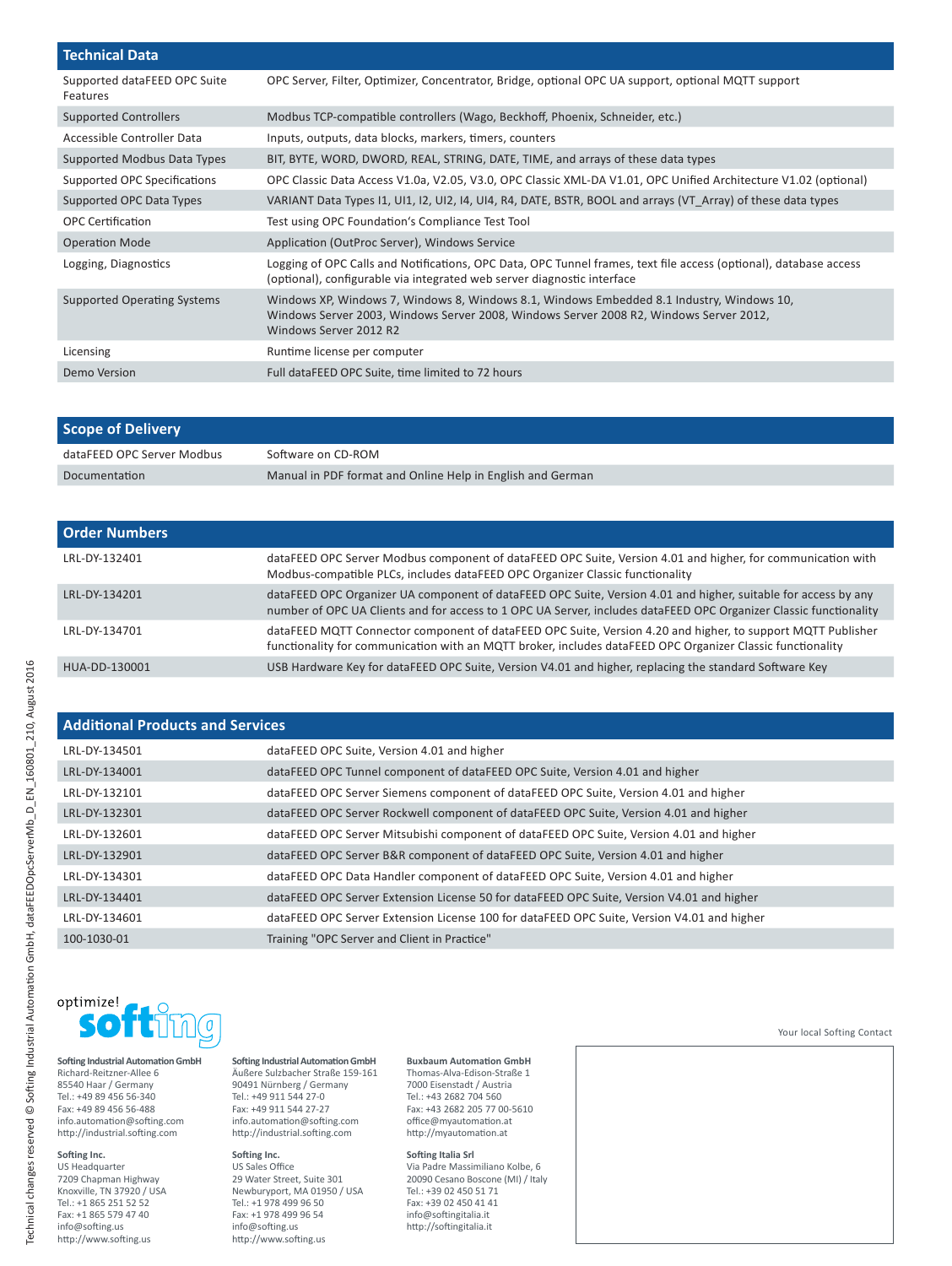| Technical Data | |
|---|---|
| Supported dataFEED OPC Suite Features | OPC Server, Filter, Optimizer, Concentrator, Bridge, optional OPC UA support, optional MQTT support |
| Supported Controllers | Modbus TCP-compatible controllers (Wago, Beckhoff, Phoenix, Schneider, etc.) |
| Accessible Controller Data | Inputs, outputs, data blocks, markers, timers, counters |
| Supported Modbus Data Types | BIT, BYTE, WORD, DWORD, REAL, STRING, DATE, TIME, and arrays of these data types |
| Supported OPC Specifications | OPC Classic Data Access V1.0a, V2.05, V3.0, OPC Classic XML-DA V1.01, OPC Unified Architecture V1.02 (optional) |
| Supported OPC Data Types | VARIANT Data Types I1, UI1, I2, UI2, I4, UI4, R4, DATE, BSTR, BOOL and arrays (VT_Array) of these data types |
| OPC Certification | Test using OPC Foundation's Compliance Test Tool |
| Operation Mode | Application (OutProc Server), Windows Service |
| Logging, Diagnostics | Logging of OPC Calls and Notifications, OPC Data, OPC Tunnel frames, text file access (optional), database access (optional), configurable via integrated web server diagnostic interface |
| Supported Operating Systems | Windows XP, Windows 7, Windows 8, Windows 8.1, Windows Embedded 8.1 Industry, Windows 10, Windows Server 2003, Windows Server 2008, Windows Server 2008 R2, Windows Server 2012, Windows Server 2012 R2 |
| Licensing | Runtime license per computer |
| Demo Version | Full dataFEED OPC Suite, time limited to 72 hours |

| Scope of Delivery | |
|---|---|
| dataFEED OPC Server Modbus | Software on CD-ROM |
| Documentation | Manual in PDF format and Online Help in English and German |

| Order Numbers | |
|---|---|
| LRL-DY-132401 | dataFEED OPC Server Modbus component of dataFEED OPC Suite, Version 4.01 and higher, for communication with Modbus-compatible PLCs, includes dataFEED OPC Organizer Classic functionality |
| LRL-DY-134201 | dataFEED OPC Organizer UA component of dataFEED OPC Suite, Version 4.01 and higher, suitable for access by any number of OPC UA Clients and for access to 1 OPC UA Server, includes dataFEED OPC Organizer Classic functionality |
| LRL-DY-134701 | dataFEED MQTT Connector component of dataFEED OPC Suite, Version 4.20 and higher, to support MQTT Publisher functionality for communication with an MQTT broker, includes dataFEED OPC Organizer Classic functionality |
| HUA-DD-130001 | USB Hardware Key for dataFEED OPC Suite, Version V4.01 and higher, replacing the standard Software Key |

| Additional Products and Services | |
|---|---|
| LRL-DY-134501 | dataFEED OPC Suite, Version 4.01 and higher |
| LRL-DY-134001 | dataFEED OPC Tunnel component of dataFEED OPC Suite, Version 4.01 and higher |
| LRL-DY-132101 | dataFEED OPC Server Siemens component of dataFEED OPC Suite, Version 4.01 and higher |
| LRL-DY-132301 | dataFEED OPC Server Rockwell component of dataFEED OPC Suite, Version 4.01 and higher |
| LRL-DY-132601 | dataFEED OPC Server Mitsubishi component of dataFEED OPC Suite, Version 4.01 and higher |
| LRL-DY-132901 | dataFEED OPC Server B&R component of dataFEED OPC Suite, Version 4.01 and higher |
| LRL-DY-134301 | dataFEED OPC Data Handler component of dataFEED OPC Suite, Version 4.01 and higher |
| LRL-DY-134401 | dataFEED OPC Server Extension License 50 for dataFEED OPC Suite, Version V4.01 and higher |
| LRL-DY-134601 | dataFEED OPC Server Extension License 100 for dataFEED OPC Suite, Version V4.01 and higher |
| 100-1030-01 | Training "OPC Server and Client in Practice" |

optimize! softing

**Softing Industrial Automation GmbH**
Richard-Reitzner-Allee 6
85540 Haar / Germany
Tel.: +49 89 456 56-340
Fax: +49 89 456 56-488
info.automation@softing.com
http://industrial.softing.com

**Softing Industrial Automation GmbH**
Äußere Sulzbacher Straße 159-161
90491 Nürnberg / Germany
Tel.: +49 911 544 27-0
Fax: +49 911 544 27-27
info.automation@softing.com
http://industrial.softing.com

**Buxbaum Automation GmbH**
Thomas-Alva-Edison-Straße 1
7000 Eisenstadt / Austria
Tel.: +43 2682 704 560
Fax: +43 2682 205 77 00-5610
office@myautomation.at
http://myautomation.at

**Softing Inc.**
US Headquarter
7209 Chapman Highway
Knoxville, TN 37920 / USA
Tel.: +1 865 251 52 52
Fax: +1 865 579 47 40
info@softing.us
http://www.softing.us

**Softing Inc.**
US Sales Office
29 Water Street, Suite 301
Newburyport, MA 01950 / USA
Tel.: +1 978 499 96 50
Fax: +1 978 499 96 54
info@softing.us
http://www.softing.us

**Softing Italia Srl**
Via Padre Massimiliano Kolbe, 6
20090 Cesano Boscone (MI) / Italy
Tel.: +39 02 450 51 71
Fax: +39 02 450 41 41
info@softingitalia.it
http://softingitalia.it

Your local Softing Contact

Technical changes reserved © Softing Industrial Automation GmbH, dataFEEDOpcServerMb_D_EN_160801_210, August 2016